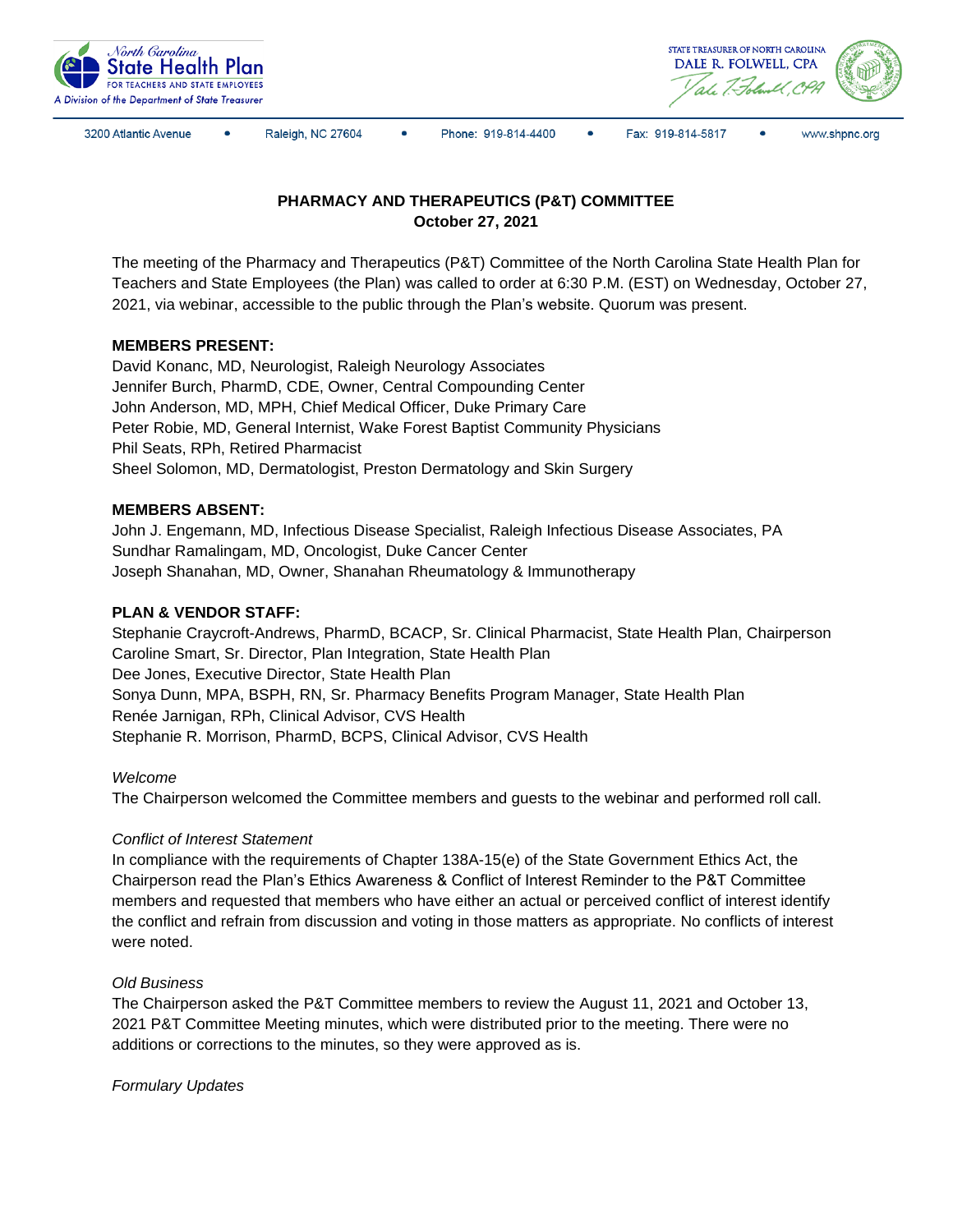North Carolina State Health Plan FOR TEACHERS AND STATE EMPLOYEES
A Division of the Department of State Treasurer

STATE TREASURER OF NORTH CAROLINA
DALE R. FOLWELL, CPA

3200 Atlantic Avenue • Raleigh, NC 27604 • Phone: 919-814-4400 • Fax: 919-814-5817 • www.shpnc.org

## PHARMACY AND THERAPEUTICS (P&T) COMMITTEE
**October 27, 2021**

The meeting of the Pharmacy and Therapeutics (P&T) Committee of the North Carolina State Health Plan for Teachers and State Employees (the Plan) was called to order at 6:30 P.M. (EST) on Wednesday, October 27, 2021, via webinar, accessible to the public through the Plan's website. Quorum was present.

**MEMBERS PRESENT:**
David Konanc, MD, Neurologist, Raleigh Neurology Associates
Jennifer Burch, PharmD, CDE, Owner, Central Compounding Center
John Anderson, MD, MPH, Chief Medical Officer, Duke Primary Care
Peter Robie, MD, General Internist, Wake Forest Baptist Community Physicians
Phil Seats, RPh, Retired Pharmacist
Sheel Solomon, MD, Dermatologist, Preston Dermatology and Skin Surgery

**MEMBERS ABSENT:**
John J. Engemann, MD, Infectious Disease Specialist, Raleigh Infectious Disease Associates, PA
Sundhar Ramalingam, MD, Oncologist, Duke Cancer Center
Joseph Shanahan, MD, Owner, Shanahan Rheumatology & Immunotherapy

**PLAN & VENDOR STAFF:**
Stephanie Craycroft-Andrews, PharmD, BCACP, Sr. Clinical Pharmacist, State Health Plan, Chairperson
Caroline Smart, Sr. Director, Plan Integration, State Health Plan
Dee Jones, Executive Director, State Health Plan
Sonya Dunn, MPA, BSPH, RN, Sr. Pharmacy Benefits Program Manager, State Health Plan
Renée Jarnigan, RPh, Clinical Advisor, CVS Health
Stephanie R. Morrison, PharmD, BCPS, Clinical Advisor, CVS Health

*Welcome*
The Chairperson welcomed the Committee members and guests to the webinar and performed roll call.

*Conflict of Interest Statement*
In compliance with the requirements of Chapter 138A-15(e) of the State Government Ethics Act, the Chairperson read the Plan's Ethics Awareness & Conflict of Interest Reminder to the P&T Committee members and requested that members who have either an actual or perceived conflict of interest identify the conflict and refrain from discussion and voting in those matters as appropriate. No conflicts of interest were noted.

*Old Business*
The Chairperson asked the P&T Committee members to review the August 11, 2021 and October 13, 2021 P&T Committee Meeting minutes, which were distributed prior to the meeting. There were no additions or corrections to the minutes, so they were approved as is.

*Formulary Updates*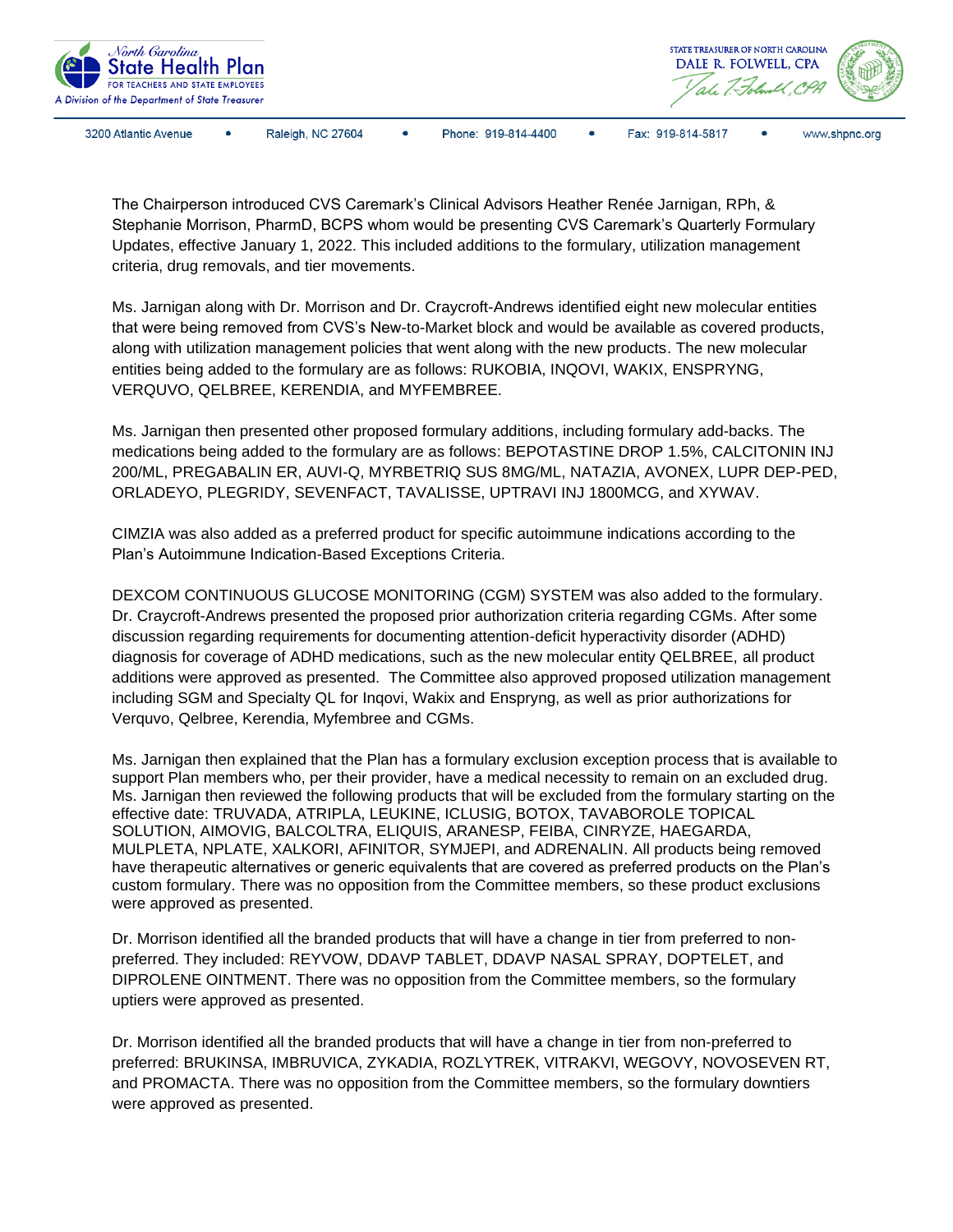The Chairperson introduced CVS Caremark's Clinical Advisors Heather Renée Jarnigan, RPh, & Stephanie Morrison, PharmD, BCPS whom would be presenting CVS Caremark's Quarterly Formulary Updates, effective January 1, 2022. This included additions to the formulary, utilization management criteria, drug removals, and tier movements.

Ms. Jarnigan along with Dr. Morrison and Dr. Craycroft-Andrews identified eight new molecular entities that were being removed from CVS's New-to-Market block and would be available as covered products, along with utilization management policies that went along with the new products. The new molecular entities being added to the formulary are as follows: RUKOBIA, INQOVI, WAKIX, ENSPRYNG, VERQUVO, QELBREE, KERENDIA, and MYFEMBREE.

Ms. Jarnigan then presented other proposed formulary additions, including formulary add-backs. The medications being added to the formulary are as follows: BEPOTASTINE DROP 1.5%, CALCITONIN INJ 200/ML, PREGABALIN ER, AUVI-Q, MYRBETRIQ SUS 8MG/ML, NATAZIA, AVONEX, LUPR DEP-PED, ORLADEYO, PLEGRIDY, SEVENFACT, TAVALISSE, UPTRAVI INJ 1800MCG, and XYWAV.

CIMZIA was also added as a preferred product for specific autoimmune indications according to the Plan's Autoimmune Indication-Based Exceptions Criteria.

DEXCOM CONTINUOUS GLUCOSE MONITORING (CGM) SYSTEM was also added to the formulary. Dr. Craycroft-Andrews presented the proposed prior authorization criteria regarding CGMs. After some discussion regarding requirements for documenting attention-deficit hyperactivity disorder (ADHD) diagnosis for coverage of ADHD medications, such as the new molecular entity QELBREE, all product additions were approved as presented. The Committee also approved proposed utilization management including SGM and Specialty QL for Inqovi, Wakix and Enspryng, as well as prior authorizations for Verquvo, Qelbree, Kerendia, Myfembree and CGMs.

Ms. Jarnigan then explained that the Plan has a formulary exclusion exception process that is available to support Plan members who, per their provider, have a medical necessity to remain on an excluded drug. Ms. Jarnigan then reviewed the following products that will be excluded from the formulary starting on the effective date: TRUVADA, ATRIPLA, LEUKINE, ICLUSIG, BOTOX, TAVABOROLE TOPICAL SOLUTION, AIMOVIG, BALCOLTRA, ELIQUIS, ARANESP, FEIBA, CINRYZE, HAEGARDA, MULPLETA, NPLATE, XALKORI, AFINITOR, SYMJEPI, and ADRENALIN. All products being removed have therapeutic alternatives or generic equivalents that are covered as preferred products on the Plan's custom formulary. There was no opposition from the Committee members, so these product exclusions were approved as presented.

Dr. Morrison identified all the branded products that will have a change in tier from preferred to non-preferred. They included: REYVOW, DDAVP TABLET, DDAVP NASAL SPRAY, DOPTELET, and DIPROLENE OINTMENT. There was no opposition from the Committee members, so the formulary uptiers were approved as presented.

Dr. Morrison identified all the branded products that will have a change in tier from non-preferred to preferred: BRUKINSA, IMBRUVICA, ZYKADIA, ROZLYTREK, VITRAKVI, WEGOVY, NOVOSEVEN RT, and PROMACTA. There was no opposition from the Committee members, so the formulary downtiers were approved as presented.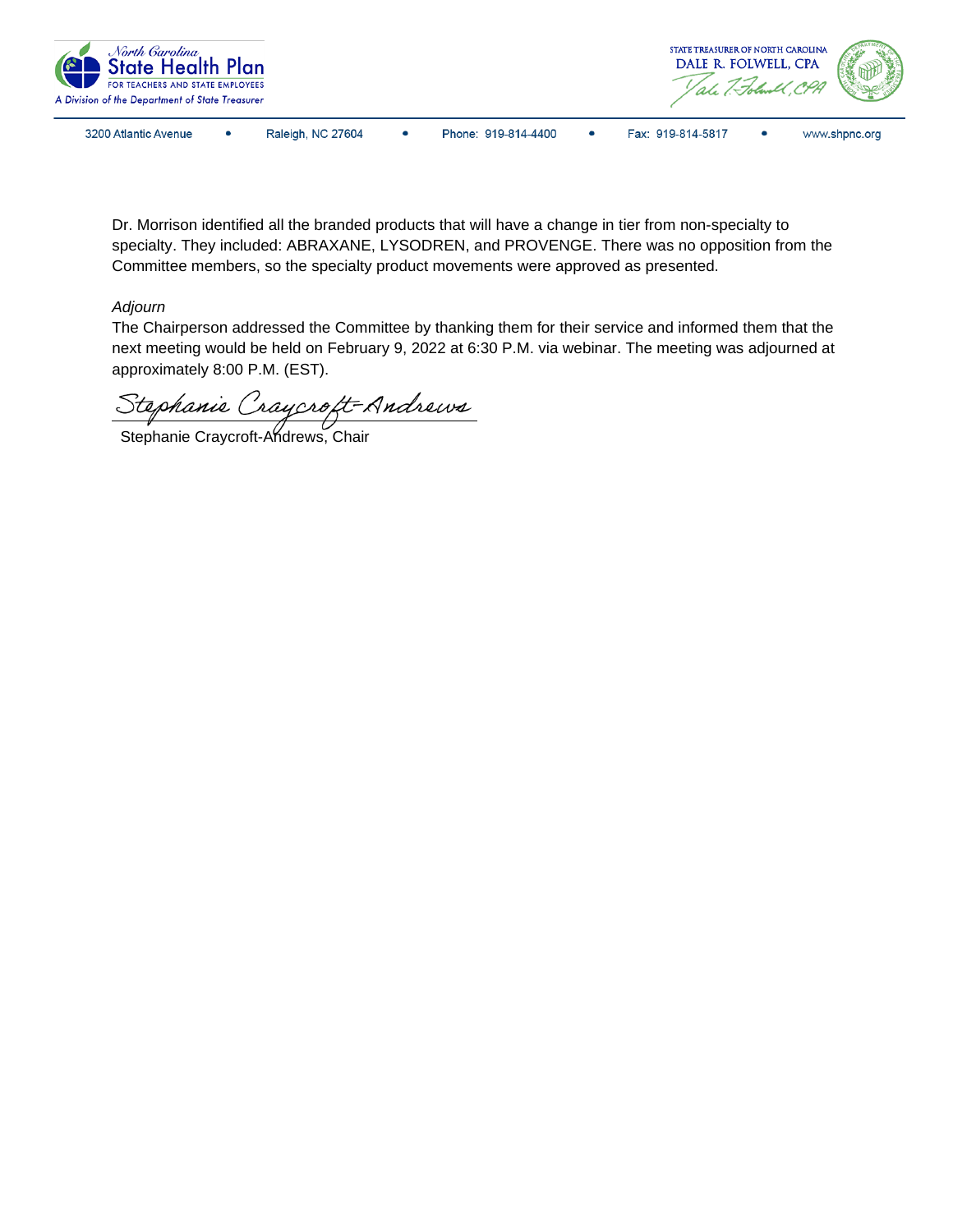Dr. Morrison identified all the branded products that will have a change in tier from non-specialty to specialty. They included: ABRAXANE, LYSODREN, and PROVENGE. There was no opposition from the Committee members, so the specialty product movements were approved as presented.

*Adjourn*

The Chairperson addressed the Committee by thanking them for their service and informed them that the next meeting would be held on February 9, 2022 at 6:30 P.M. via webinar. The meeting was adjourned at approximately 8:00 P.M. (EST).

Stephanie Craycroft-Andrews

Stephanie Craycroft-Andrews, Chair